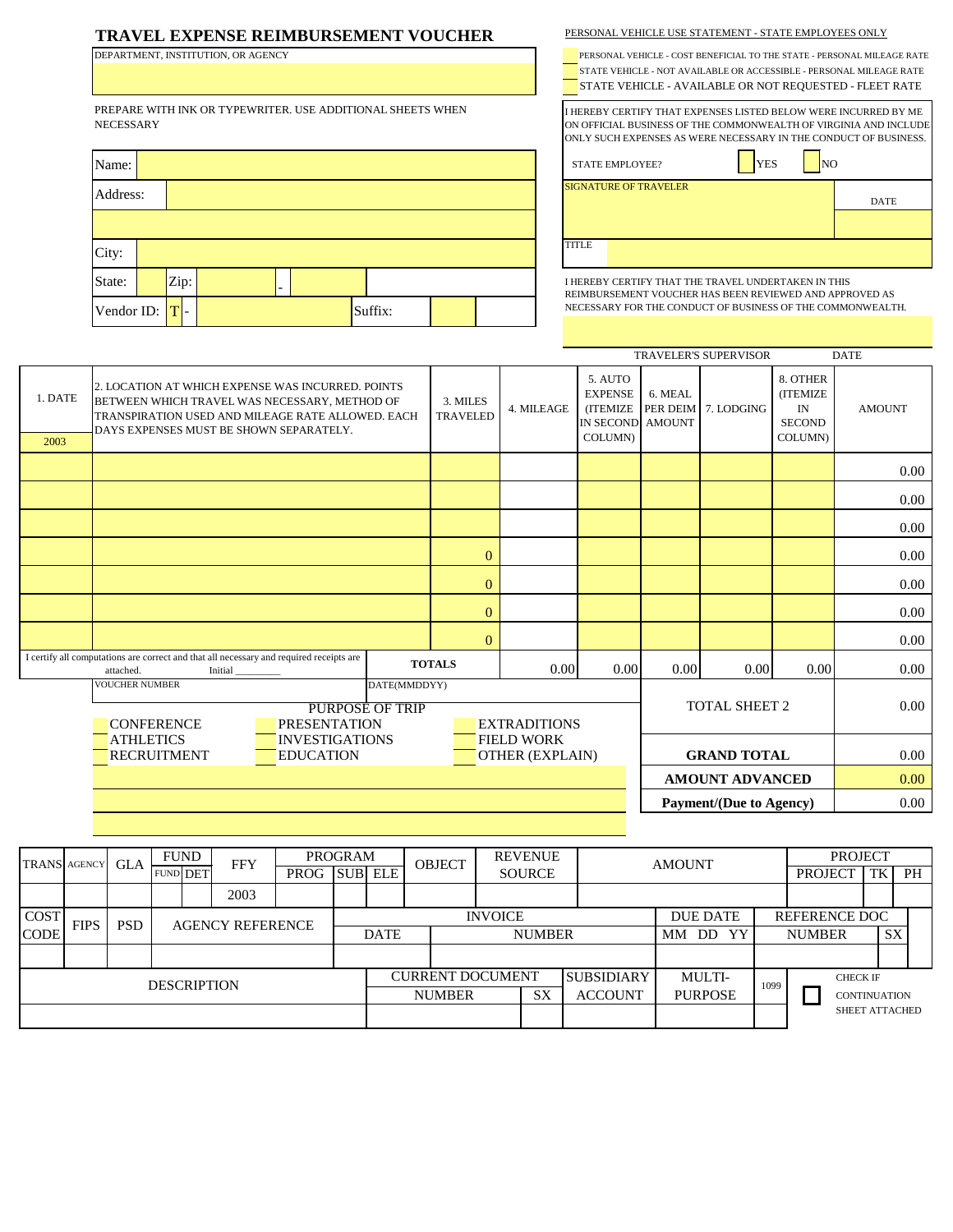# TRAVEL EXPENSE REIMBURSEMENT VOUCHER

DEPARTMENT, INSTITUTION, OR AGENCY

PREPARE WITH INK OR TYPEWRITER. USE ADDITIONAL SHEETS WHEN NECESSARY

| | |
|---|---|
| Name: | |
| Address: | |
| | |
| City: | |
| State: | Zip: - |
| Vendor ID: T - | Suffix: |

PERSONAL VEHICLE USE STATEMENT - STATE EMPLOYEES ONLY

- PERSONAL VEHICLE - COST BENEFICIAL TO THE STATE - PERSONAL MILEAGE RATE
- STATE VEHICLE - NOT AVAILABLE OR ACCESSIBLE - PERSONAL MILEAGE RATE
- STATE VEHICLE - AVAILABLE OR NOT REQUESTED - FLEET RATE

I HEREBY CERTIFY THAT EXPENSES LISTED BELOW WERE INCURRED BY ME ON OFFICIAL BUSINESS OF THE COMMONWEALTH OF VIRGINIA AND INCLUDE ONLY SUCH EXPENSES AS WERE NECESSARY IN THE CONDUCT OF BUSINESS.

STATE EMPLOYEE? YES NO

SIGNATURE OF TRAVELER | DATE

TITLE

I HEREBY CERTIFY THAT THE TRAVEL UNDERTAKEN IN THIS REIMBURSEMENT VOUCHER HAS BEEN REVIEWED AND APPROVED AS NECESSARY FOR THE CONDUCT OF BUSINESS OF THE COMMONWEALTH.

TRAVELER'S SUPERVISOR | DATE

| 1. DATE 2003 | 2. LOCATION AT WHICH EXPENSE WAS INCURRED. POINTS BETWEEN WHICH TRAVEL WAS NECESSARY, METHOD OF TRANSPIRATION USED AND MILEAGE RATE ALLOWED. EACH DAYS EXPENSES MUST BE SHOWN SEPARATELY. | 3. MILES TRAVELED | 4. MILEAGE | 5. AUTO EXPENSE (ITEMIZE IN SECOND COLUMN) | 6. MEAL PER DEIM AMOUNT | 7. LODGING | 8. OTHER (ITEMIZE IN SECOND COLUMN) | AMOUNT |
|---|---|---|---|---|---|---|---|---|
| | | | | | | | | 0.00 |
| | | | | | | | | 0.00 |
| | | | | | | | | 0.00 |
| | | 0 | | | | | | 0.00 |
| | | 0 | | | | | | 0.00 |
| | | 0 | | | | | | 0.00 |
| | | 0 | | | | | | 0.00 |
| I certify all computations are correct and that all necessary and required receipts are attached. Initial ________ | | TOTALS | 0.00 | 0.00 | 0.00 | 0.00 | 0.00 | 0.00 |

VOUCHER NUMBER | DATE(MMDDYY)

PURPOSE OF TRIP

- CONFERENCE
- ATHLETICS
- RECRUITMENT
- PRESENTATION
- INVESTIGATIONS
- EDUCATION
- EXTRADITIONS
- FIELD WORK
- OTHER (EXPLAIN)

| | |
|---|---|
| TOTAL SHEET 2 | 0.00 |
| **GRAND TOTAL** | 0.00 |
| **AMOUNT ADVANCED** | 0.00 |
| **Payment/(Due to Agency)** | 0.00 |

| TRANS | AGENCY | GLA | FUND | | FFY | PROGRAM | | | OBJECT | REVENUE SOURCE | AMOUNT | PROJECT | | |
|---|---|---|---|---|---|---|---|---|---|---|---|---|---|---|
| | | | FUND | DET | | PROG | SUB | ELE | | | | PROJECT | TK | PH |
| | | | | | 2003 | | | | | | | | | |

| COST CODE | FIPS | PSD | AGENCY REFERENCE | INVOICE DATE | INVOICE NUMBER | DUE DATE MM DD YY | REFERENCE DOC NUMBER | SX |
|---|---|---|---|---|---|---|---|---|
| | | | | | | | | |

| DESCRIPTION | CURRENT DOCUMENT NUMBER | SX | SUBSIDIARY ACCOUNT | MULTI-PURPOSE | 1099 | CHECK IF CONTINUATION SHEET ATTACHED |
|---|---|---|---|---|---|---|
| | | | | | | |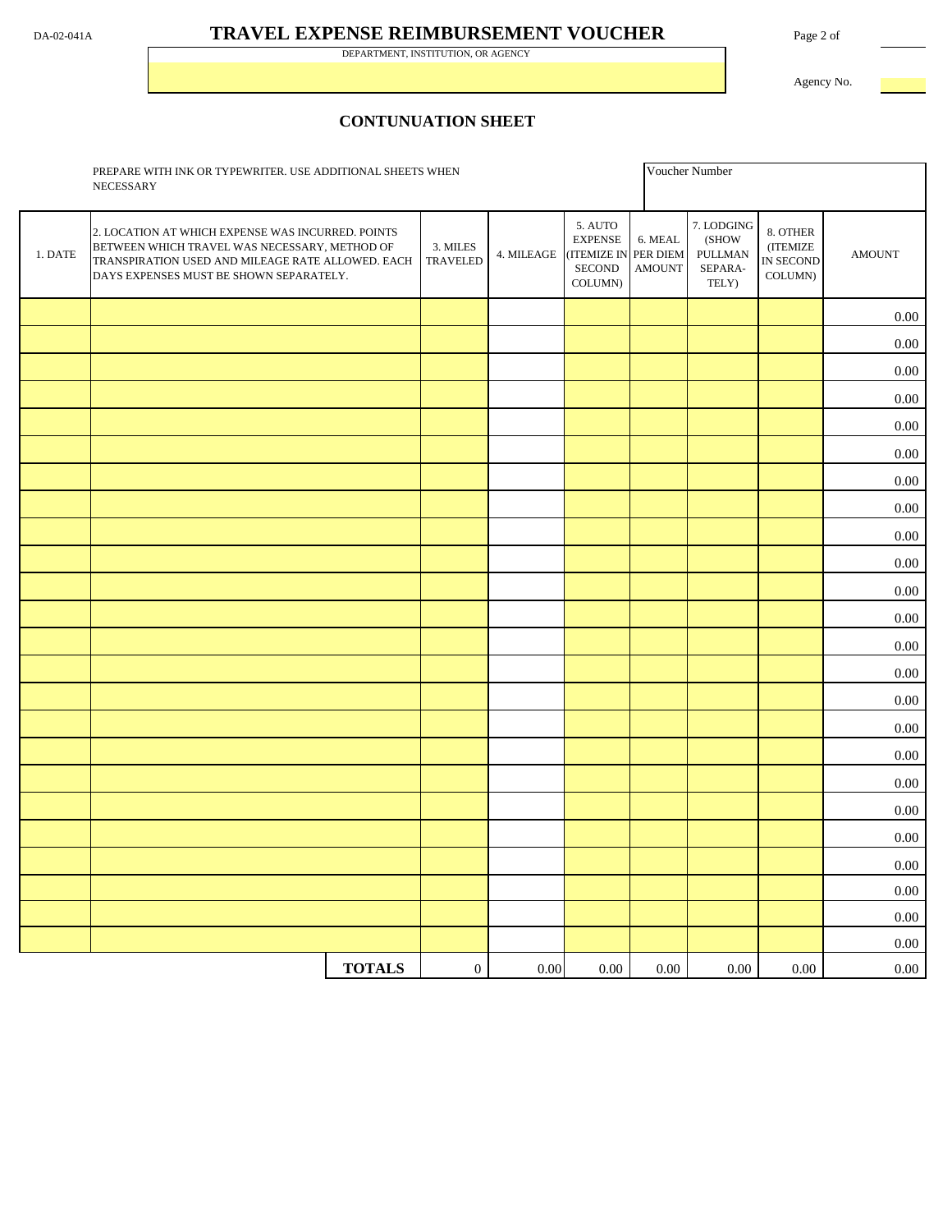DA-02-041A

# TRAVEL EXPENSE REIMBURSEMENT VOUCHER

DEPARTMENT, INSTITUTION, OR AGENCY

Agency No.

## CONTUNUATION SHEET

PREPARE WITH INK OR TYPEWRITER. USE ADDITIONAL SHEETS WHEN NECESSARY

Voucher Number

| 1. DATE | 2. LOCATION AT WHICH EXPENSE WAS INCURRED. POINTS BETWEEN WHICH TRAVEL WAS NECESSARY, METHOD OF TRANSPIRATION USED AND MILEAGE RATE ALLOWED. EACH DAYS EXPENSES MUST BE SHOWN SEPARATELY. | 3. MILES TRAVELED | 4. MILEAGE | 5. AUTO EXPENSE (ITEMIZE IN SECOND COLUMN) | 6. MEAL PER DIEM AMOUNT | 7. LODGING (SHOW PULLMAN SEPARA-TELY) | 8. OTHER (ITEMIZE IN SECOND COLUMN) | AMOUNT |
|---|---|---|---|---|---|---|---|---|
| | | | | | | | | 0.00 |
| | | | | | | | | 0.00 |
| | | | | | | | | 0.00 |
| | | | | | | | | 0.00 |
| | | | | | | | | 0.00 |
| | | | | | | | | 0.00 |
| | | | | | | | | 0.00 |
| | | | | | | | | 0.00 |
| | | | | | | | | 0.00 |
| | | | | | | | | 0.00 |
| | | | | | | | | 0.00 |
| | | | | | | | | 0.00 |
| | | | | | | | | 0.00 |
| | | | | | | | | 0.00 |
| | | | | | | | | 0.00 |
| | | | | | | | | 0.00 |
| | | | | | | | | 0.00 |
| | | | | | | | | 0.00 |
| | | | | | | | | 0.00 |
| | | | | | | | | 0.00 |
| | | | | | | | | 0.00 |
| | | | | | | | | 0.00 |
| | | | | | | | | 0.00 |
| | | | | | | | | 0.00 |
| | **TOTALS** | 0 | 0.00 | 0.00 | 0.00 | 0.00 | 0.00 | 0.00 |